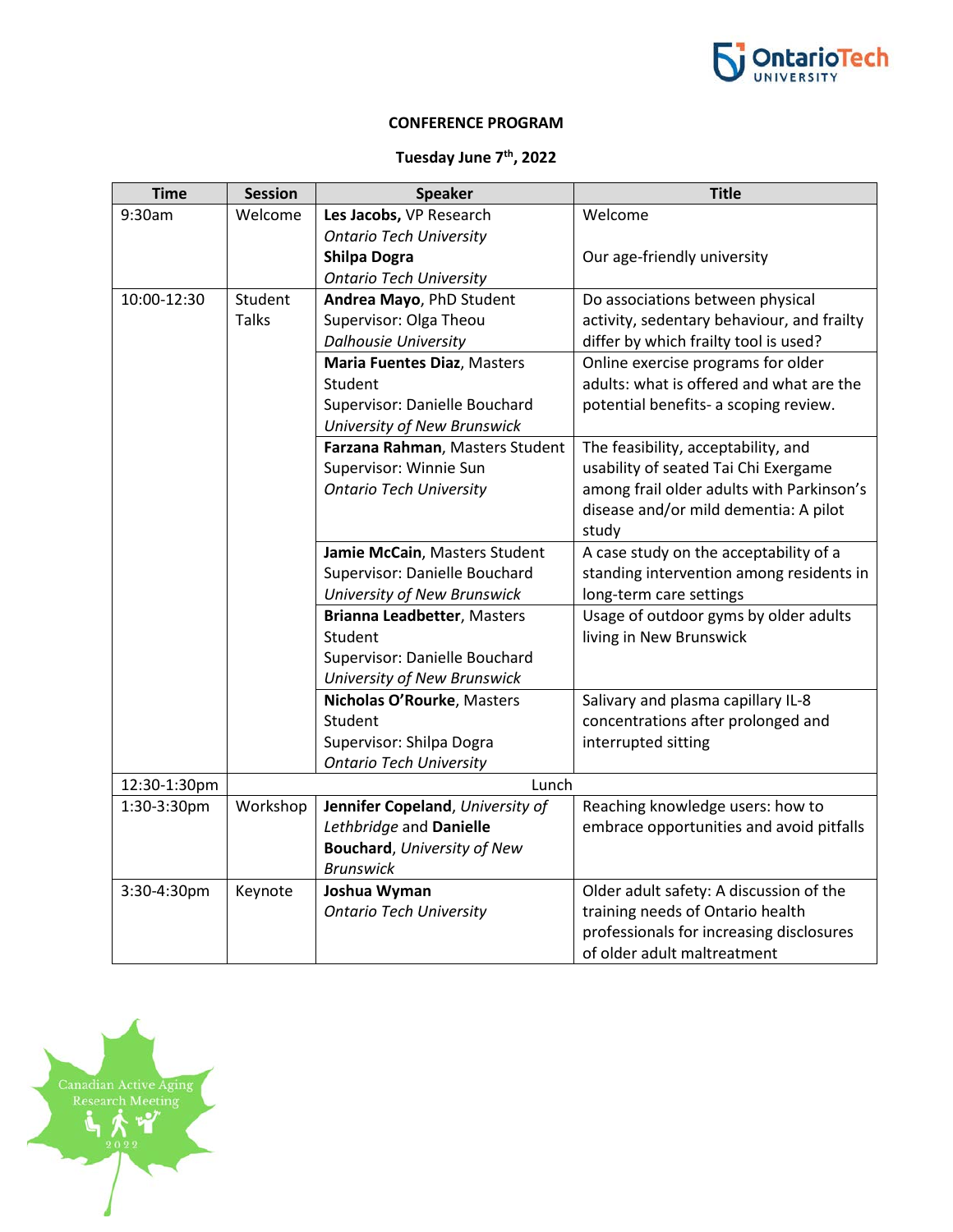**CONFERENCE PROGRAM**

**Tuesday June 7th, 2022**

| Time | Session | Speaker | Title |
| --- | --- | --- | --- |
| 9:30am | Welcome | **Les Jacobs,** VP Research *Ontario Tech University* **Shilpa Dogra** *Ontario Tech University* | Welcome<br><br>Our age-friendly university |
| 10:00-12:30 | Student Talks | **Andrea Mayo**, PhD Student Supervisor: Olga Theou *Dalhousie University* | Do associations between physical activity, sedentary behaviour, and frailty differ by which frailty tool is used? |
| | | **Maria Fuentes Diaz**, Masters Student Supervisor: Danielle Bouchard *University of New Brunswick* | Online exercise programs for older adults: what is offered and what are the potential benefits- a scoping review. |
| | | **Farzana Rahman**, Masters Student Supervisor: Winnie Sun *Ontario Tech University* | The feasibility, acceptability, and usability of seated Tai Chi Exergame among frail older adults with Parkinson's disease and/or mild dementia: A pilot study |
| | | **Jamie McCain**, Masters Student Supervisor: Danielle Bouchard *University of New Brunswick* | A case study on the acceptability of a standing intervention among residents in long-term care settings |
| | | **Brianna Leadbetter**, Masters Student Supervisor: Danielle Bouchard *University of New Brunswick* | Usage of outdoor gyms by older adults living in New Brunswick |
| | | **Nicholas O'Rourke**, Masters Student Supervisor: Shilpa Dogra *Ontario Tech University* | Salivary and plasma capillary IL-8 concentrations after prolonged and interrupted sitting |
| 12:30-1:30pm | Lunch | | |
| 1:30-3:30pm | Workshop | **Jennifer Copeland**, *University of Lethbridge* and **Danielle Bouchard**, *University of New Brunswick* | Reaching knowledge users: how to embrace opportunities and avoid pitfalls |
| 3:30-4:30pm | Keynote | **Joshua Wyman** *Ontario Tech University* | Older adult safety: A discussion of the training needs of Ontario health professionals for increasing disclosures of older adult maltreatment |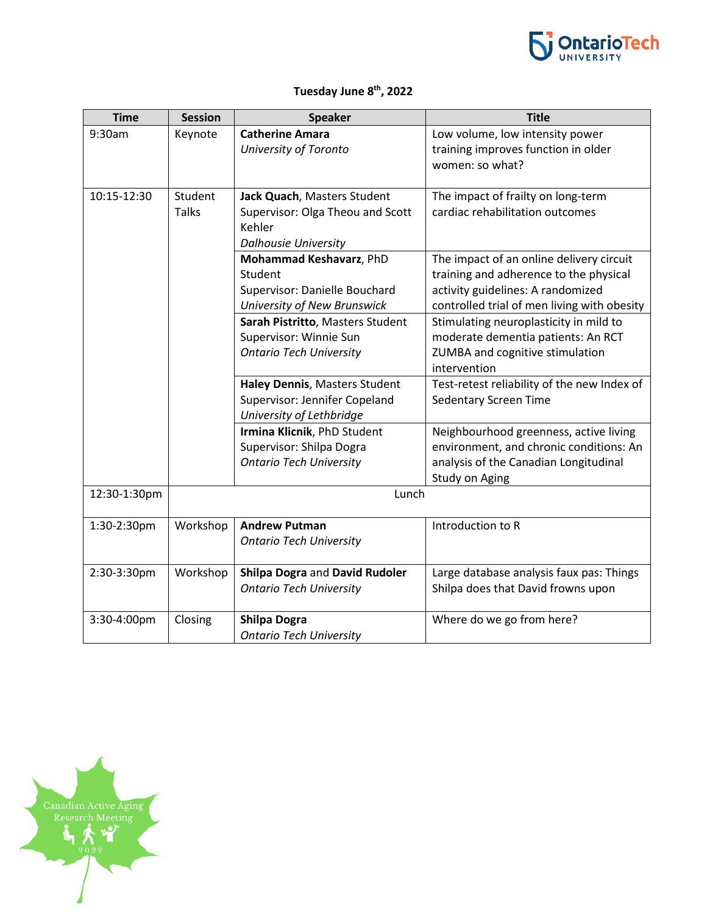**Tuesday June 8th, 2022**

| Time | Session | Speaker | Title |
|---|---|---|---|
| 9:30am | Keynote | **Catherine Amara** *University of Toronto* | Low volume, low intensity power training improves function in older women: so what? |
| 10:15-12:30 | Student Talks | **Jack Quach**, Masters Student Supervisor: Olga Theou and Scott Kehler *Dalhousie University* | The impact of frailty on long-term cardiac rehabilitation outcomes |
| | | **Mohammad Keshavarz**, PhD Student Supervisor: Danielle Bouchard *University of New Brunswick* | The impact of an online delivery circuit training and adherence to the physical activity guidelines: A randomized controlled trial of men living with obesity |
| | | **Sarah Pistritto**, Masters Student Supervisor: Winnie Sun *Ontario Tech University* | Stimulating neuroplasticity in mild to moderate dementia patients: An RCT ZUMBA and cognitive stimulation intervention |
| | | **Haley Dennis**, Masters Student Supervisor: Jennifer Copeland *University of Lethbridge* | Test-retest reliability of the new Index of Sedentary Screen Time |
| | | **Irmina Klicnik**, PhD Student Supervisor: Shilpa Dogra *Ontario Tech University* | Neighbourhood greenness, active living environment, and chronic conditions: An analysis of the Canadian Longitudinal Study on Aging |
| 12:30-1:30pm | Lunch | | |
| 1:30-2:30pm | Workshop | **Andrew Putman** *Ontario Tech University* | Introduction to R |
| 2:30-3:30pm | Workshop | **Shilpa Dogra** and **David Rudoler** *Ontario Tech University* | Large database analysis faux pas: Things Shilpa does that David frowns upon |
| 3:30-4:00pm | Closing | **Shilpa Dogra** *Ontario Tech University* | Where do we go from here? |

Canadian Active Aging Research Meeting 2022